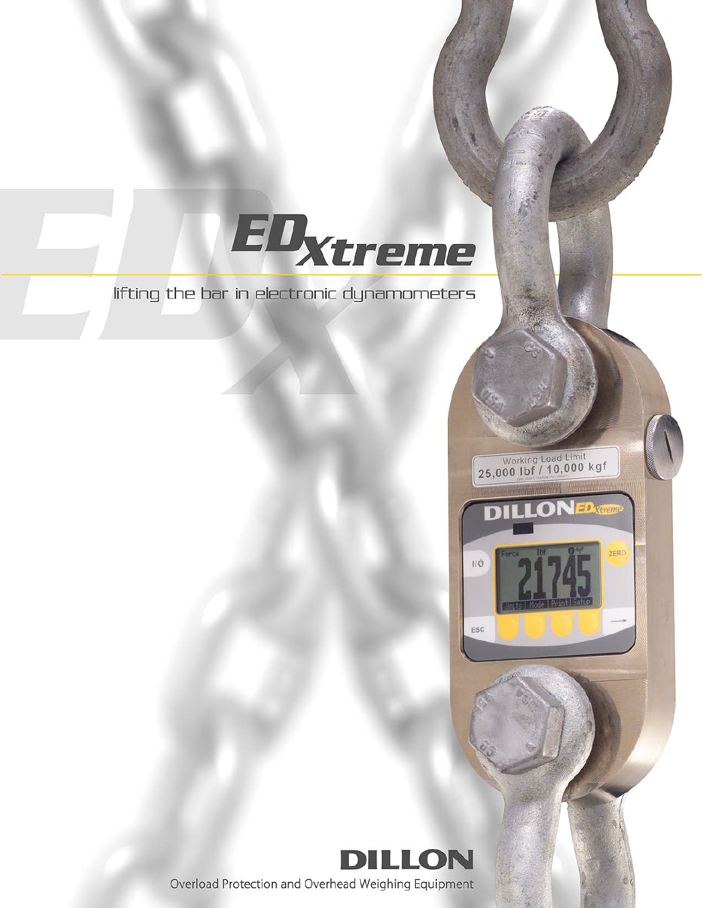# EDXtreme

lifting the bar in electronic dynamometers

DILLON

Overload Protection and Overhead Weighing Equipment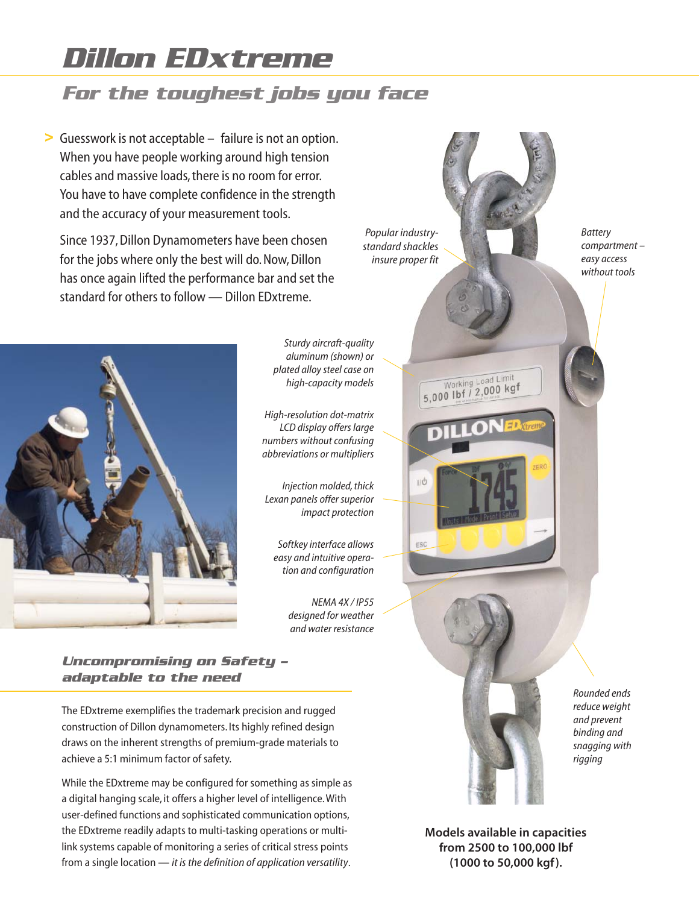# Dillon EDxtreme

## For the toughest jobs you face

> Guesswork is not acceptable – failure is not an option. When you have people working around high tension cables and massive loads, there is no room for error. You have to have complete confidence in the strength and the accuracy of your measurement tools.

Since 1937, Dillon Dynamometers have been chosen for the jobs where only the best will do. Now, Dillon has once again lifted the performance bar and set the standard for others to follow — Dillon EDxtreme.

*Popular industry-standard shackles insure proper fit*

*Battery compartment – easy access without tools*

*Sturdy aircraft-quality aluminum (shown) or plated alloy steel case on high-capacity models*

*High-resolution dot-matrix LCD display offers large numbers without confusing abbreviations or multipliers*

*Injection molded, thick Lexan panels offer superior impact protection*

*Softkey interface allows easy and intuitive operation and configuration*

*NEMA 4X / IP55 designed for weather and water resistance*

*Rounded ends reduce weight and prevent binding and snagging with rigging*

### Uncompromising on Safety – adaptable to the need

The EDxtreme exemplifies the trademark precision and rugged construction of Dillon dynamometers. Its highly refined design draws on the inherent strengths of premium-grade materials to achieve a 5:1 minimum factor of safety.

While the EDxtreme may be configured for something as simple as a digital hanging scale, it offers a higher level of intelligence. With user-defined functions and sophisticated communication options, the EDxtreme readily adapts to multi-tasking operations or multi-link systems capable of monitoring a series of critical stress points from a single location — *it is the definition of application versatility*.

**Models available in capacities from 2500 to 100,000 lbf (1000 to 50,000 kgf).**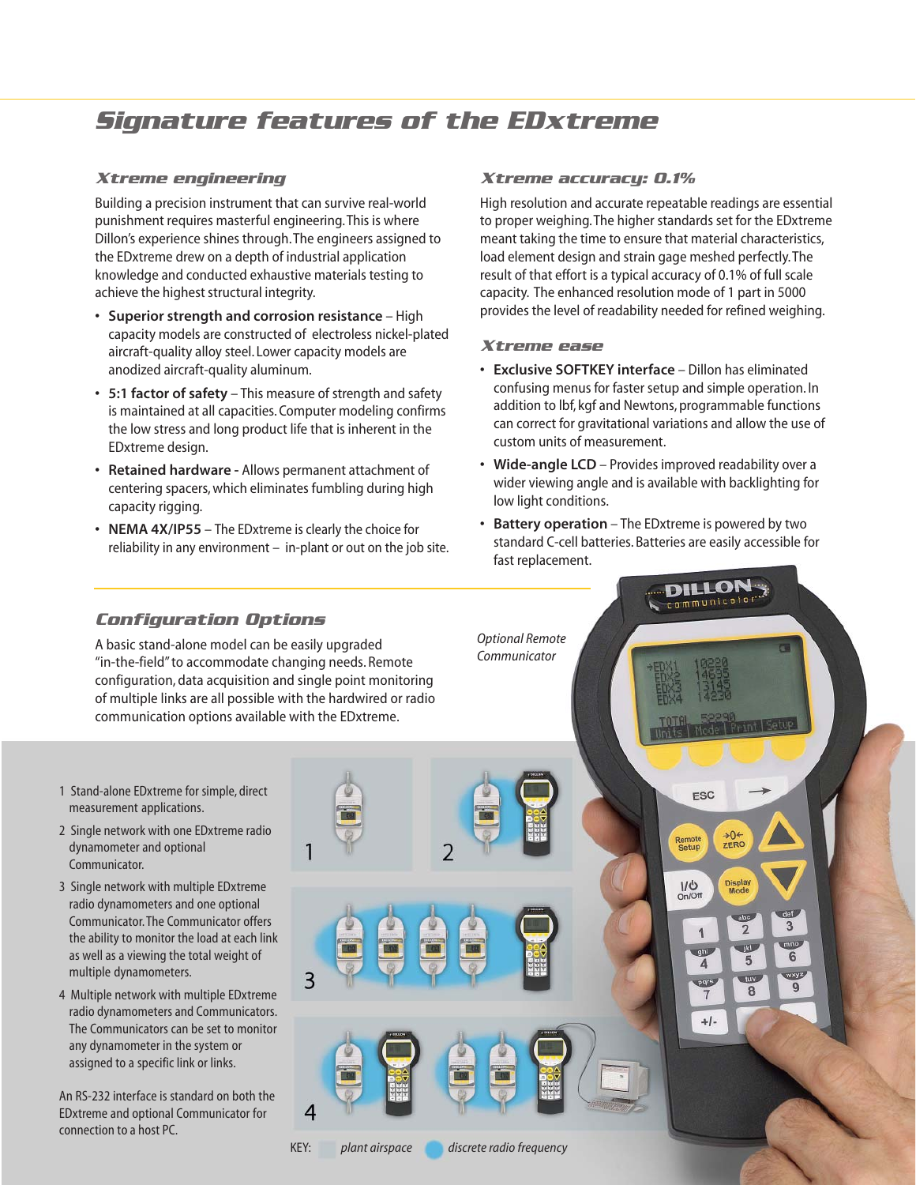# Signature features of the EDxtreme

## Xtreme engineering

Building a precision instrument that can survive real-world punishment requires masterful engineering. This is where Dillon's experience shines through. The engineers assigned to the EDxtreme drew on a depth of industrial application knowledge and conducted exhaustive materials testing to achieve the highest structural integrity.

- **Superior strength and corrosion resistance** – High capacity models are constructed of electroless nickel-plated aircraft-quality alloy steel. Lower capacity models are anodized aircraft-quality aluminum.
- **5:1 factor of safety** – This measure of strength and safety is maintained at all capacities. Computer modeling confirms the low stress and long product life that is inherent in the EDxtreme design.
- **Retained hardware -** Allows permanent attachment of centering spacers, which eliminates fumbling during high capacity rigging.
- **NEMA 4X/IP55** – The EDxtreme is clearly the choice for reliability in any environment – in-plant or out on the job site.

## Xtreme accuracy: 0.1%

High resolution and accurate repeatable readings are essential to proper weighing. The higher standards set for the EDxtreme meant taking the time to ensure that material characteristics, load element design and strain gage meshed perfectly. The result of that effort is a typical accuracy of 0.1% of full scale capacity. The enhanced resolution mode of 1 part in 5000 provides the level of readability needed for refined weighing.

## Xtreme ease

- **Exclusive SOFTKEY interface** – Dillon has eliminated confusing menus for faster setup and simple operation. In addition to lbf, kgf and Newtons, programmable functions can correct for gravitational variations and allow the use of custom units of measurement.
- **Wide-angle LCD** – Provides improved readability over a wider viewing angle and is available with backlighting for low light conditions.
- **Battery operation** – The EDxtreme is powered by two standard C-cell batteries. Batteries are easily accessible for fast replacement.

## Configuration Options

A basic stand-alone model can be easily upgraded "in-the-field" to accommodate changing needs. Remote configuration, data acquisition and single point monitoring of multiple links are all possible with the hardwired or radio communication options available with the EDxtreme.

*Optional Remote Communicator*

1. Stand-alone EDxtreme for simple, direct measurement applications.
2. Single network with one EDxtreme radio dynamometer and optional Communicator.
3. Single network with multiple EDxtreme radio dynamometers and one optional Communicator. The Communicator offers the ability to monitor the load at each link as well as a viewing the total weight of multiple dynamometers.
4. Multiple network with multiple EDxtreme radio dynamometers and Communicators. The Communicators can be set to monitor any dynamometer in the system or assigned to a specific link or links.

An RS-232 interface is standard on both the EDxtreme and optional Communicator for connection to a host PC.

KEY: *plant airspace* *discrete radio frequency*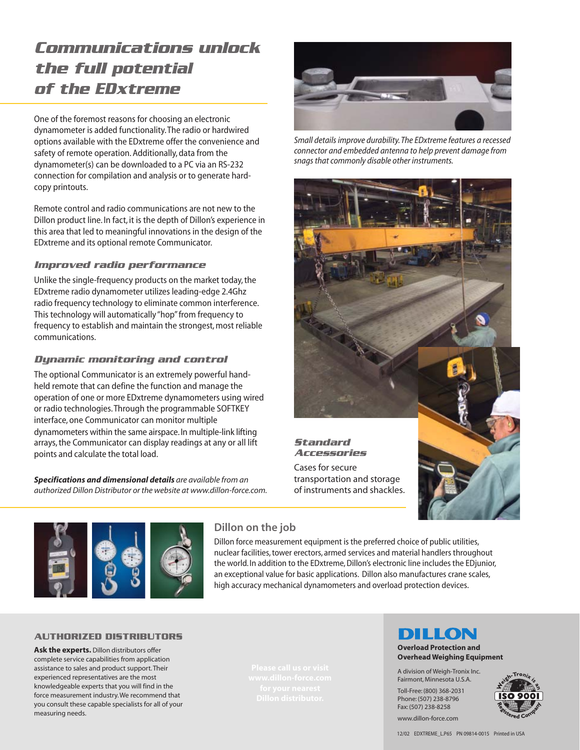# Communications unlock the full potential of the EDxtreme

One of the foremost reasons for choosing an electronic dynamometer is added functionality. The radio or hardwired options available with the EDxtreme offer the convenience and safety of remote operation. Additionally, data from the dynamometer(s) can be downloaded to a PC via an RS-232 connection for compilation and analysis or to generate hard-copy printouts.

Remote control and radio communications are not new to the Dillon product line. In fact, it is the depth of Dillon's experience in this area that led to meaningful innovations in the design of the EDxtreme and its optional remote Communicator.

### Improved radio performance

Unlike the single-frequency products on the market today, the EDxtreme radio dynamometer utilizes leading-edge 2.4Ghz radio frequency technology to eliminate common interference. This technology will automatically "hop" from frequency to frequency to establish and maintain the strongest, most reliable communications.

### Dynamic monitoring and control

The optional Communicator is an extremely powerful hand-held remote that can define the function and manage the operation of one or more EDxtreme dynamometers using wired or radio technologies. Through the programmable SOFTKEY interface, one Communicator can monitor multiple dynamometers within the same airspace. In multiple-link lifting arrays, the Communicator can display readings at any or all lift points and calculate the total load.

***Specifications and dimensional details*** *are available from an authorized Dillon Distributor or the website at www.dillon-force.com.*

*Small details improve durability. The EDxtreme features a recessed connector and embedded antenna to help prevent damage from snags that commonly disable other instruments.*

### Standard Accessories

Cases for secure transportation and storage of instruments and shackles.

## Dillon on the job

Dillon force measurement equipment is the preferred choice of public utilities, nuclear facilities, tower erectors, armed services and material handlers throughout the world. In addition to the EDxtreme, Dillon's electronic line includes the EDjunior, an exceptional value for basic applications. Dillon also manufactures crane scales, high accuracy mechanical dynamometers and overload protection devices.

## AUTHORIZED DISTRIBUTORS

**Ask the experts.** Dillon distributors offer complete service capabilities from application assistance to sales and product support. Their experienced representatives are the most knowledgeable experts that you will find in the force measurement industry. We recommend that you consult these capable specialists for all of your measuring needs.

Please call us or visit www.dillon-force.com for your nearest Dillon distributor.

**DILLON**

**Overload Protection and Overhead Weighing Equipment**

A division of Weigh-Tronix Inc.
Fairmont, Minnesota U.S.A.

Toll-Free: (800) 368-2031
Phone: (507) 238-8796
Fax: (507) 238-8258

www.dillon-force.com

Weigh-Tronix is an ISO 9001 Registered Company

12/02 EDXTREME_L.P65 PN 09814-0015 Printed in USA